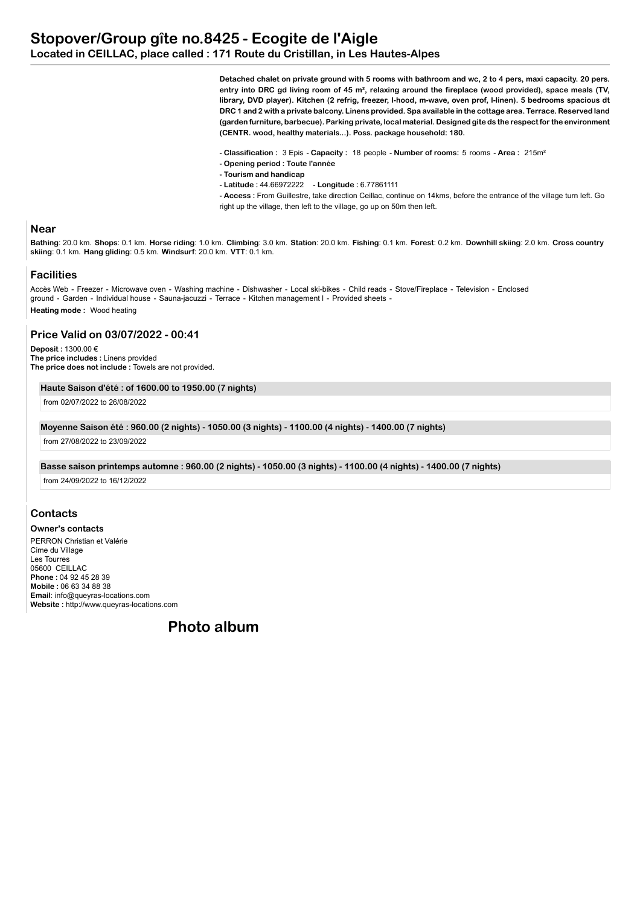# Stopover/Group gîte no.8425 - Ecogite de l'Aigle

**Located in CEILLAC, place called : 171 Route du Cristillan, in Les Hautes-Alpes**

**Detached chalet on private ground with 5 rooms with bathroom and wc, 2 to 4 pers, maxi capacity. 20 pers. entry into DRC gd living room of 45 m², relaxing around the fireplace (wood provided), space meals (TV, library, DVD player). Kitchen (2 refrig, freezer, l-hood, m-wave, oven prof, l-linen). 5 bedrooms spacious dt DRC 1 and 2 with a private balcony. Linens provided. Spa available in the cottage area. Terrace. Reserved land (garden furniture, barbecue). Parking private, local material. Designed gite ds the respect for the environment (CENTR. wood, healthy materials...). Poss. package household: 180.**

- **Classification :** 3 Epis **- Capacity :** 18 people **- Number of rooms:** 5 rooms **- Area :** 215m²
- **Opening period : Toute l'année**
- **Tourism and handicap**
- **Latitude :** 44.66972222 **- Longitude :** 6.77861111
- **Access :** From Guillestre, take direction Ceillac, continue on 14kms, before the entrance of the village turn left. Go right up the village, then left to the village, go up on 50m then left.

## Near

**Bathing**: 20.0 km. **Shops**: 0.1 km. **Horse riding**: 1.0 km. **Climbing**: 3.0 km. **Station**: 20.0 km. **Fishing**: 0.1 km. **Forest**: 0.2 km. **Downhill skiing**: 2.0 km. **Cross country skiing**: 0.1 km. **Hang gliding**: 0.5 km. **Windsurf**: 20.0 km. **VTT**: 0.1 km.

## Facilities

Accès Web - Freezer - Microwave oven - Washing machine - Dishwasher - Local ski-bikes - Child reads - Stove/Fireplace - Television - Enclosed ground - Garden - Individual house - Sauna-jacuzzi - Terrace - Kitchen management l - Provided sheets -

**Heating mode :** Wood heating

## Price Valid on 03/07/2022 - 00:41

**Deposit :** 1300.00 €
**The price includes :** Linens provided
**The price does not include :** Towels are not provided.

**Haute Saison d'été : of 1600.00 to 1950.00 (7 nights)**

from 02/07/2022 to 26/08/2022

**Moyenne Saison été : 960.00 (2 nights) - 1050.00 (3 nights) - 1100.00 (4 nights) - 1400.00 (7 nights)**

from 27/08/2022 to 23/09/2022

**Basse saison printemps automne : 960.00 (2 nights) - 1050.00 (3 nights) - 1100.00 (4 nights) - 1400.00 (7 nights)**

from 24/09/2022 to 16/12/2022

## Contacts

**Owner's contacts**

PERRON Christian et Valérie
Cime du Village
Les Tourres
05600 CEILLAC
**Phone :** 04 92 45 28 39
**Mobile :** 06 63 34 88 38
**Email**: info@queyras-locations.com
**Website :** http://www.queyras-locations.com

## Photo album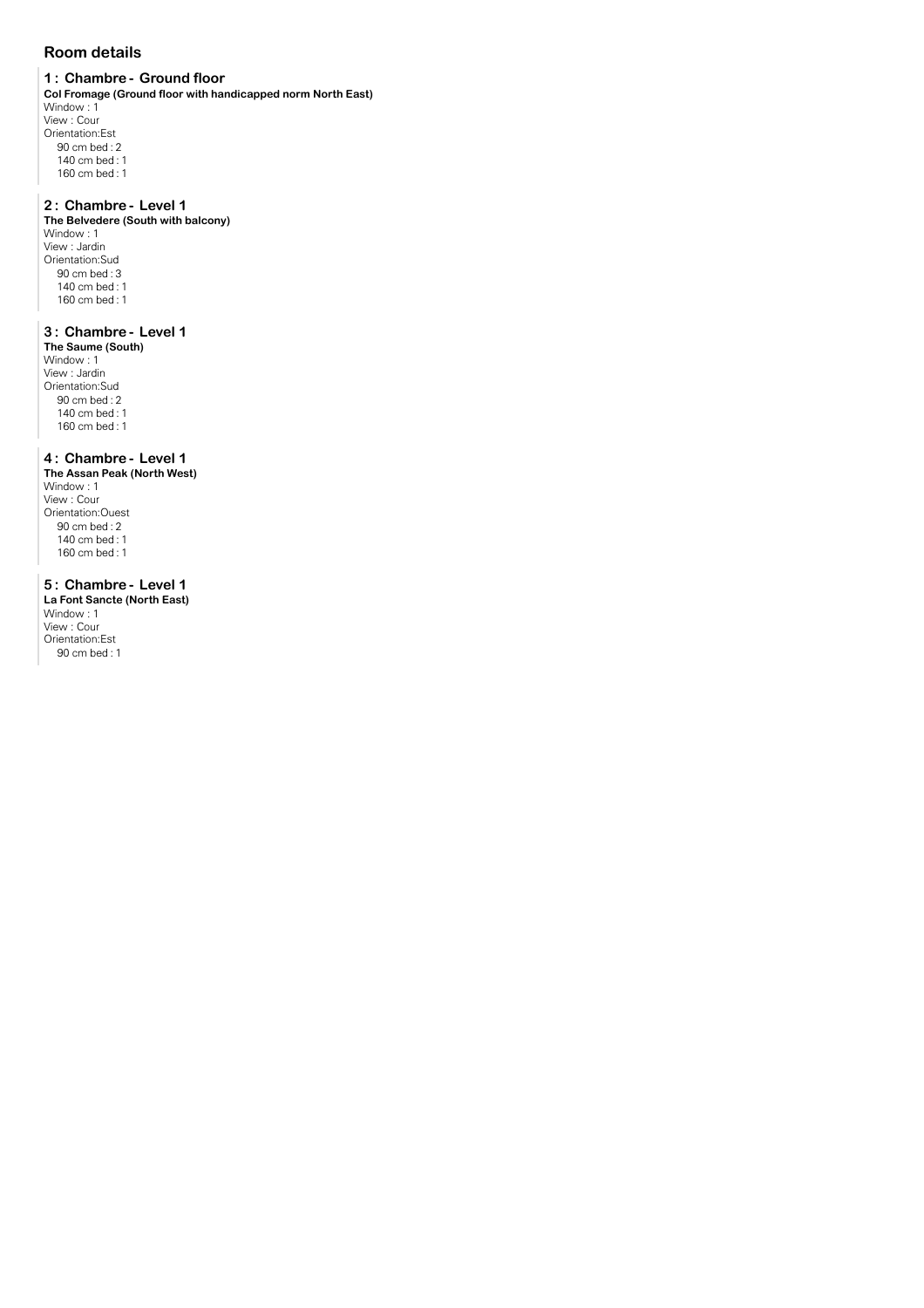## Room details

### 1 : Chambre - Ground floor

**Col Fromage (Ground floor with handicapped norm North East)**

Window : 1
View : Cour
Orientation:Est
- 90 cm bed : 2
- 140 cm bed : 1
- 160 cm bed : 1

### 2 : Chambre - Level 1

**The Belvedere (South with balcony)**

Window : 1
View : Jardin
Orientation:Sud
- 90 cm bed : 3
- 140 cm bed : 1
- 160 cm bed : 1

### 3 : Chambre - Level 1

**The Saume (South)**

Window : 1
View : Jardin
Orientation:Sud
- 90 cm bed : 2
- 140 cm bed : 1
- 160 cm bed : 1

### 4 : Chambre - Level 1

**The Assan Peak (North West)**

Window : 1
View : Cour
Orientation:Ouest
- 90 cm bed : 2
- 140 cm bed : 1
- 160 cm bed : 1

### 5 : Chambre - Level 1

**La Font Sancte (North East)**

Window : 1
View : Cour
Orientation:Est
- 90 cm bed : 1